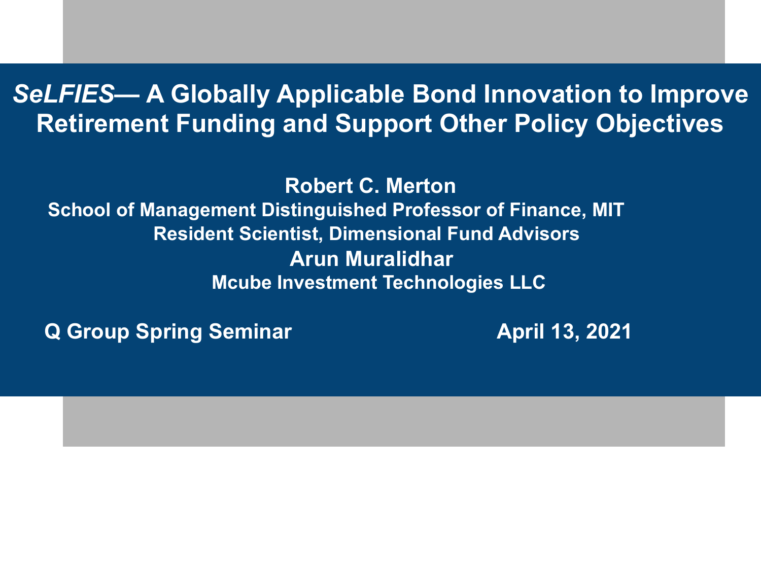# *SeLFIES*— A Globally Applicable Bond Innovation to Improve Retirement Funding and Support Other Policy Objectives

**Robert C. Merton**
**School of Management Distinguished Professor of Finance, MIT**
**Resident Scientist, Dimensional Fund Advisors**

**Arun Muralidhar**
**Mcube Investment Technologies LLC**

**Q Group Spring Seminar** **April 13, 2021**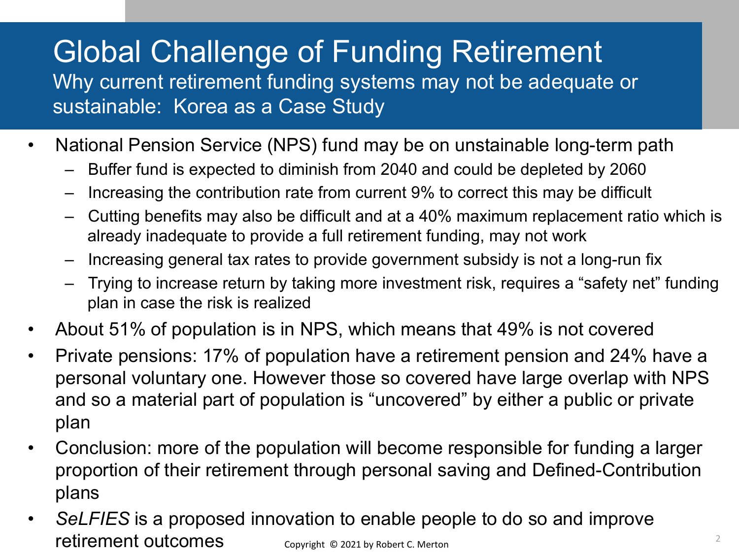# Global Challenge of Funding Retirement

## Why current retirement funding systems may not be adequate or sustainable: Korea as a Case Study

- National Pension Service (NPS) fund may be on unstainable long-term path
  - Buffer fund is expected to diminish from 2040 and could be depleted by 2060
  - Increasing the contribution rate from current 9% to correct this may be difficult
  - Cutting benefits may also be difficult and at a 40% maximum replacement ratio which is already inadequate to provide a full retirement funding, may not work
  - Increasing general tax rates to provide government subsidy is not a long-run fix
  - Trying to increase return by taking more investment risk, requires a "safety net" funding plan in case the risk is realized
- About 51% of population is in NPS, which means that 49% is not covered
- Private pensions: 17% of population have a retirement pension and 24% have a personal voluntary one. However those so covered have large overlap with NPS and so a material part of population is "uncovered" by either a public or private plan
- Conclusion: more of the population will become responsible for funding a larger proportion of their retirement through personal saving and Defined-Contribution plans
- *SeLFIES* is a proposed innovation to enable people to do so and improve retirement outcomes

Copyright © 2021 by Robert C. Merton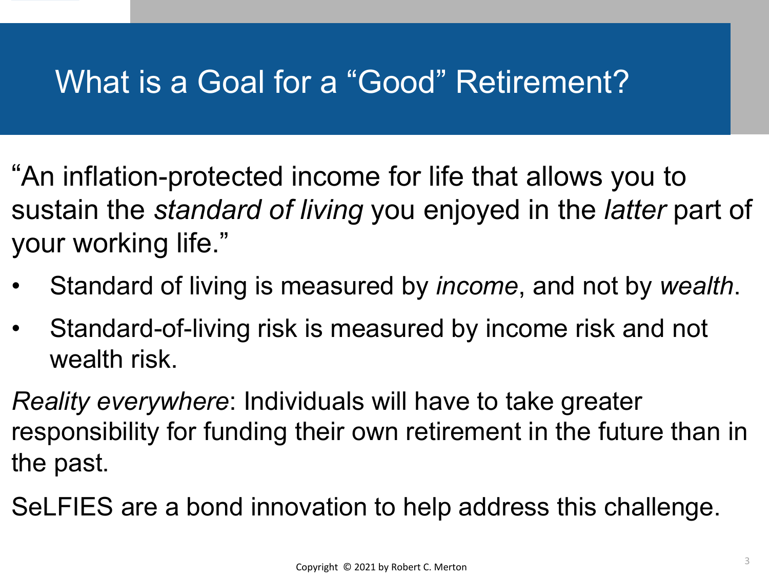# What is a Goal for a "Good" Retirement?

"An inflation-protected income for life that allows you to sustain the *standard of living* you enjoyed in the *latter* part of your working life."

- Standard of living is measured by *income*, and not by *wealth*.
- Standard-of-living risk is measured by income risk and not wealth risk.

*Reality everywhere*: Individuals will have to take greater responsibility for funding their own retirement in the future than in the past.

SeLFIES are a bond innovation to help address this challenge.

Copyright © 2021 by Robert C. Merton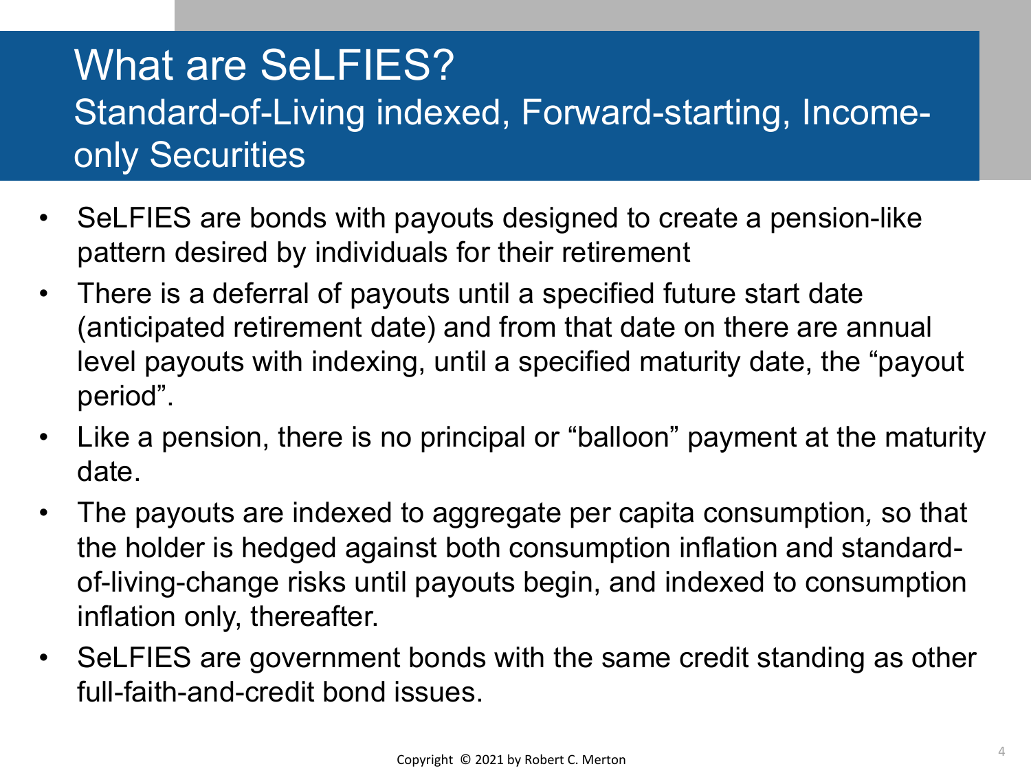# What are SeLFIES?

## Standard-of-Living indexed, Forward-starting, Income-only Securities

- SeLFIES are bonds with payouts designed to create a pension-like pattern desired by individuals for their retirement
- There is a deferral of payouts until a specified future start date (anticipated retirement date) and from that date on there are annual level payouts with indexing, until a specified maturity date, the "payout period".
- Like a pension, there is no principal or "balloon" payment at the maturity date.
- The payouts are indexed to aggregate per capita consumption, so that the holder is hedged against both consumption inflation and standard-of-living-change risks until payouts begin, and indexed to consumption inflation only, thereafter.
- SeLFIES are government bonds with the same credit standing as other full-faith-and-credit bond issues.

Copyright © 2021 by Robert C. Merton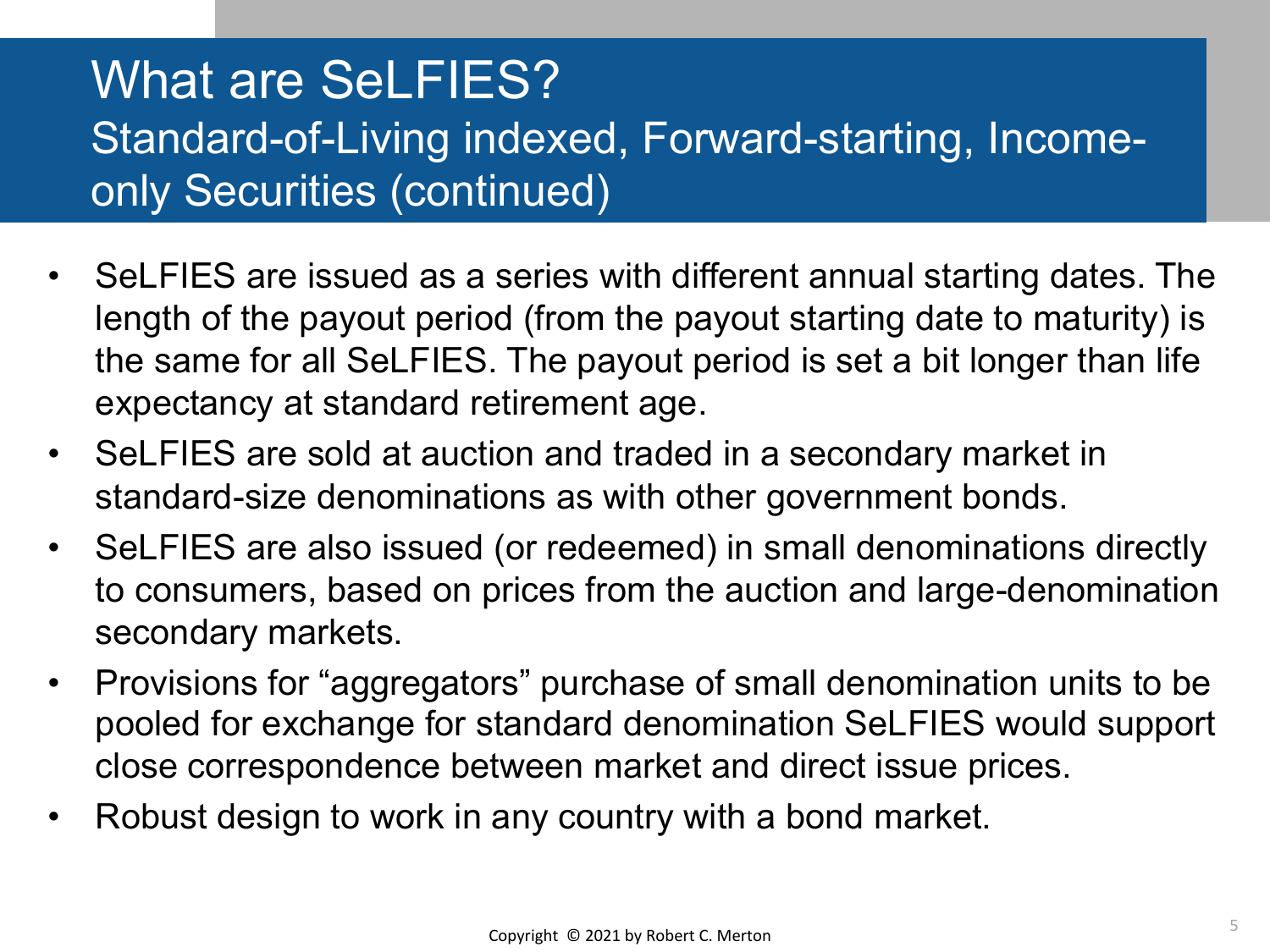# What are SeLFIES?

## Standard-of-Living indexed, Forward-starting, Income-only Securities (continued)

- SeLFIES are issued as a series with different annual starting dates. The length of the payout period (from the payout starting date to maturity) is the same for all SeLFIES. The payout period is set a bit longer than life expectancy at standard retirement age.
- SeLFIES are sold at auction and traded in a secondary market in standard-size denominations as with other government bonds.
- SeLFIES are also issued (or redeemed) in small denominations directly to consumers, based on prices from the auction and large-denomination secondary markets.
- Provisions for "aggregators" purchase of small denomination units to be pooled for exchange for standard denomination SeLFIES would support close correspondence between market and direct issue prices.
- Robust design to work in any country with a bond market.

Copyright © 2021 by Robert C. Merton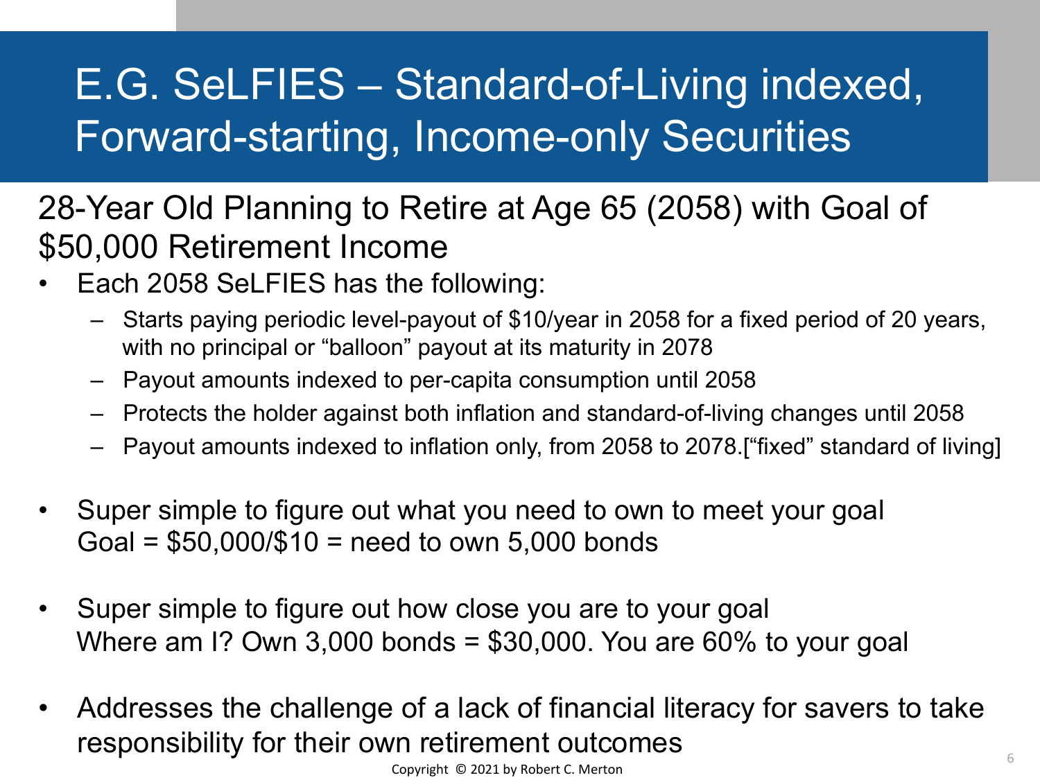# E.G. SeLFIES – Standard-of-Living indexed, Forward-starting, Income-only Securities

## 28-Year Old Planning to Retire at Age 65 (2058) with Goal of $50,000 Retirement Income

- Each 2058 SeLFIES has the following:
  - Starts paying periodic level-payout of $10/year in 2058 for a fixed period of 20 years, with no principal or "balloon" payout at its maturity in 2078
  - Payout amounts indexed to per-capita consumption until 2058
  - Protects the holder against both inflation and standard-of-living changes until 2058
  - Payout amounts indexed to inflation only, from 2058 to 2078.["fixed" standard of living]

- Super simple to figure out what you need to own to meet your goal
  Goal = $50,000/$10 = need to own 5,000 bonds

- Super simple to figure out how close you are to your goal
  Where am I? Own 3,000 bonds = $30,000. You are 60% to your goal

- Addresses the challenge of a lack of financial literacy for savers to take responsibility for their own retirement outcomes

Copyright © 2021 by Robert C. Merton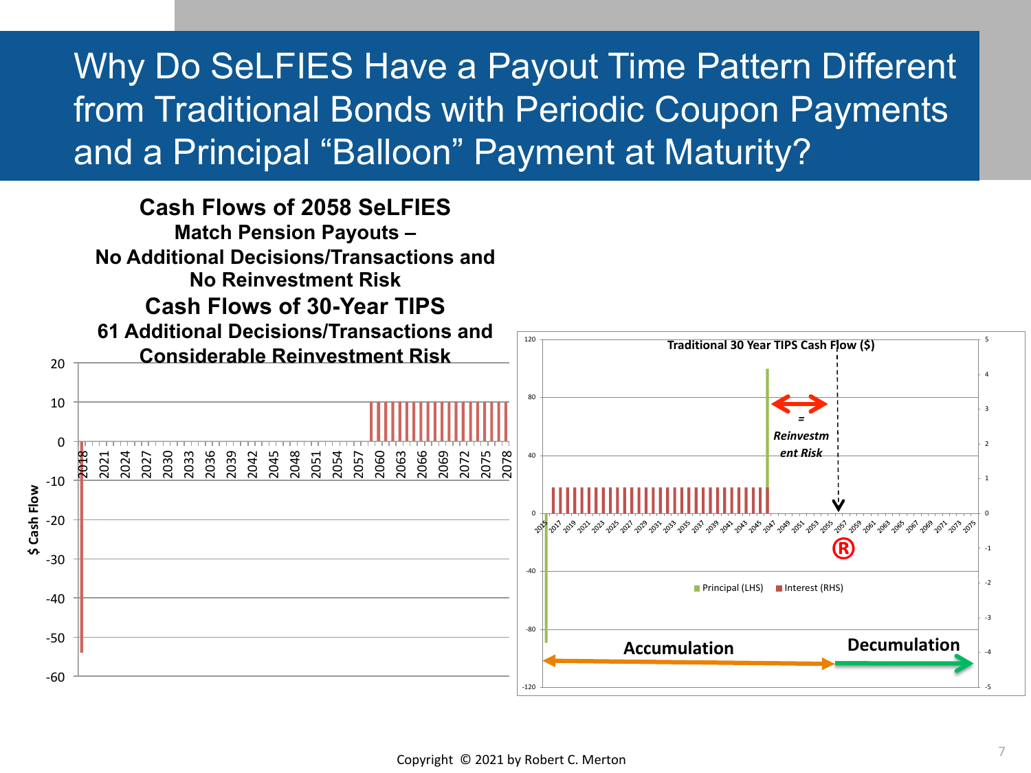# Why Do SeLFIES Have a Payout Time Pattern Different from Traditional Bonds with Periodic Coupon Payments and a Principal "Balloon" Payment at Maturity?

**Cash Flows of 2058 SeLFIES**
**Match Pension Payouts –**
**No Additional Decisions/Transactions and No Reinvestment Risk**

**Cash Flows of 30-Year TIPS**
**61 Additional Decisions/Transactions and Considerable Reinvestment Risk**

**Traditional 30 Year TIPS Cash Flow ($)**

*= Reinvestment Risk*

Principal (LHS) Interest (RHS)

**Accumulation** **Decumulation**

Copyright © 2021 by Robert C. Merton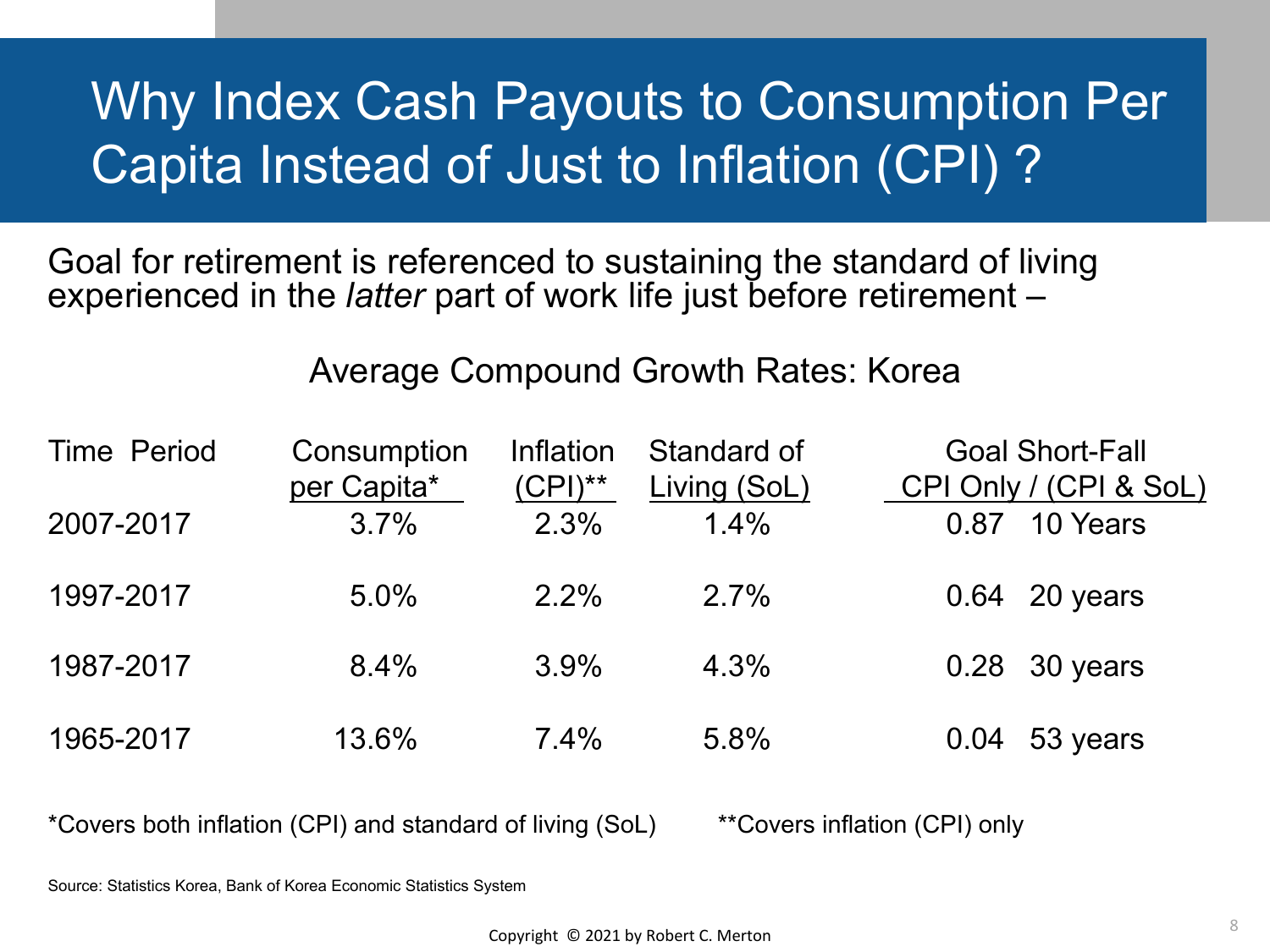# Why Index Cash Payouts to Consumption Per Capita Instead of Just to Inflation (CPI) ?

Goal for retirement is referenced to sustaining the standard of living experienced in the *latter* part of work life just before retirement –

Average Compound Growth Rates: Korea

| Time Period | Consumption per Capita* | Inflation (CPI)** | Standard of Living (SoL) | Goal Short-Fall CPI Only / (CPI & SoL) | |
|---|---|---|---|---|---|
| 2007-2017 | 3.7% | 2.3% | 1.4% | 0.87 | 10 Years |
| 1997-2017 | 5.0% | 2.2% | 2.7% | 0.64 | 20 years |
| 1987-2017 | 8.4% | 3.9% | 4.3% | 0.28 | 30 years |
| 1965-2017 | 13.6% | 7.4% | 5.8% | 0.04 | 53 years |

*Covers both inflation (CPI) and standard of living (SoL)   **Covers inflation (CPI) only

Source: Statistics Korea, Bank of Korea Economic Statistics System

Copyright © 2021 by Robert C. Merton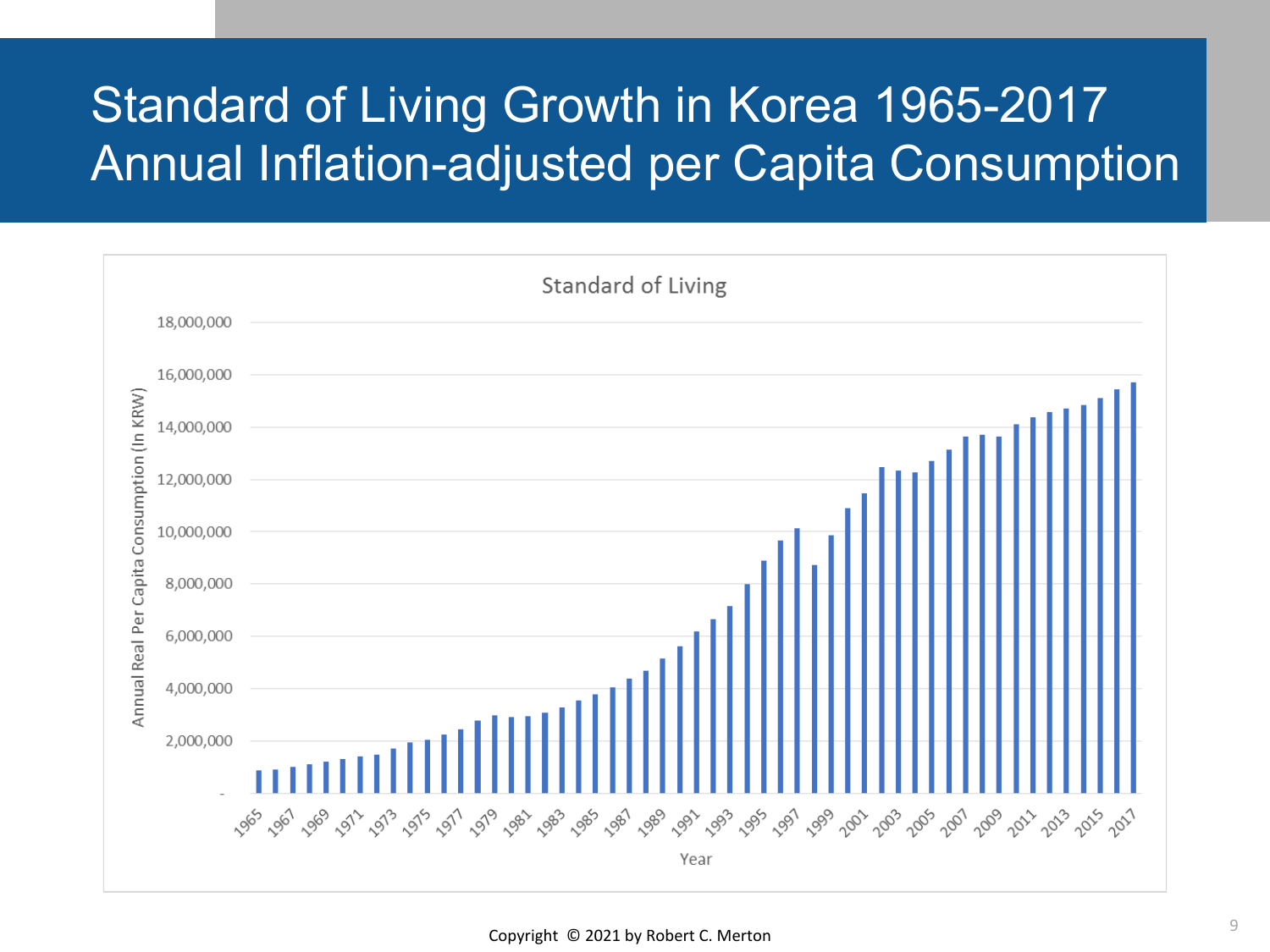# Standard of Living Growth in Korea 1965-2017
# Annual Inflation-adjusted per Capita Consumption

Standard of Living

Annual Real Per Capita Consumption (In KRW)

18,000,000
16,000,000
14,000,000
12,000,000
10,000,000
8,000,000
6,000,000
4,000,000
2,000,000
-

1965 1967 1969 1971 1973 1975 1977 1979 1981 1983 1985 1987 1989 1991 1993 1995 1997 1999 2001 2003 2005 2007 2009 2011 2013 2015 2017

Year

Copyright © 2021 by Robert C. Merton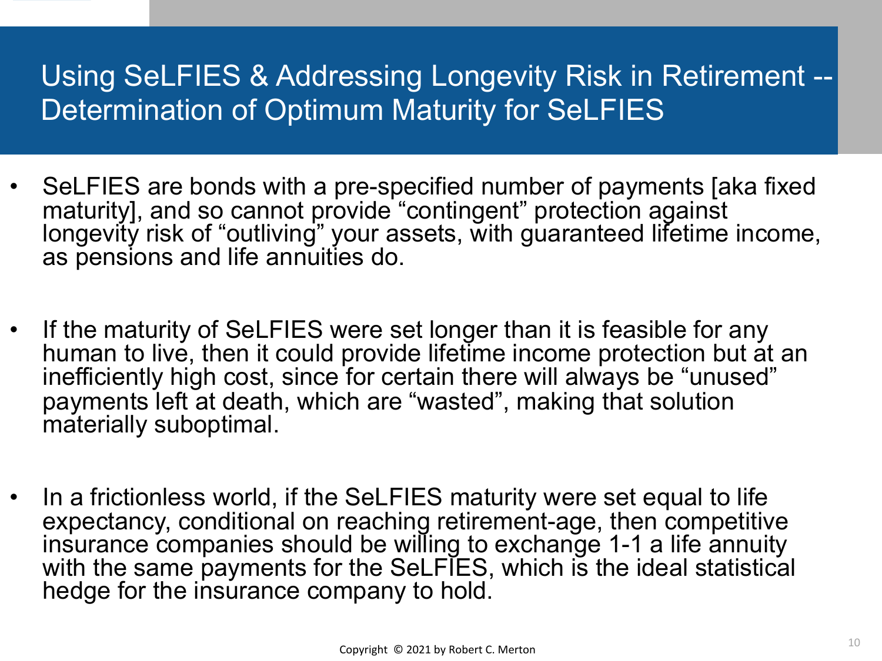# Using SeLFIES & Addressing Longevity Risk in Retirement -- Determination of Optimum Maturity for SeLFIES

- SeLFIES are bonds with a pre-specified number of payments [aka fixed maturity], and so cannot provide "contingent" protection against longevity risk of "outliving" your assets, with guaranteed lifetime income, as pensions and life annuities do.

- If the maturity of SeLFIES were set longer than it is feasible for any human to live, then it could provide lifetime income protection but at an inefficiently high cost, since for certain there will always be "unused" payments left at death, which are "wasted", making that solution materially suboptimal.

- In a frictionless world, if the SeLFIES maturity were set equal to life expectancy, conditional on reaching retirement-age, then competitive insurance companies should be willing to exchange 1-1 a life annuity with the same payments for the SeLFIES, which is the ideal statistical hedge for the insurance company to hold.

Copyright © 2021 by Robert C. Merton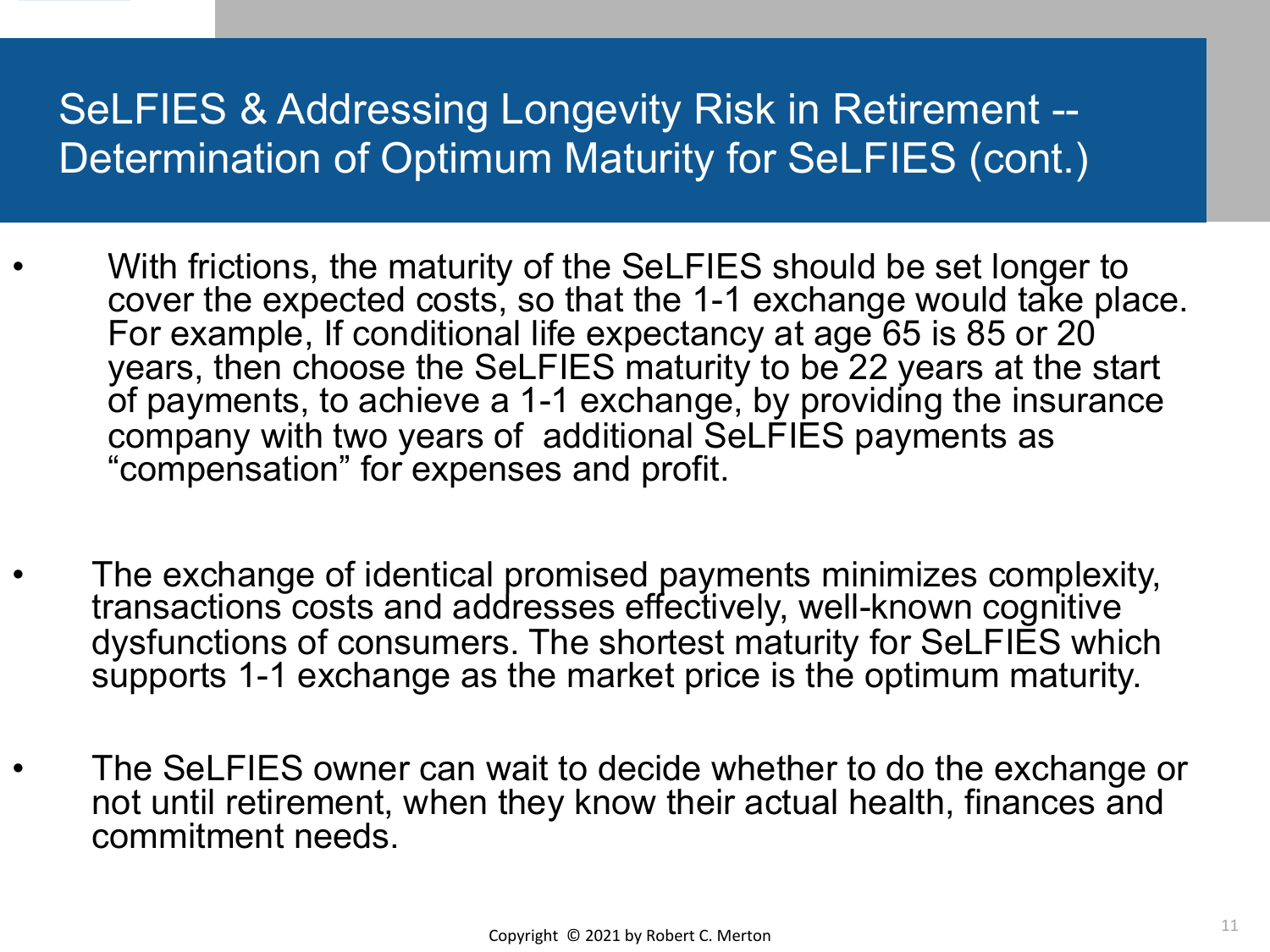# SeLFIES & Addressing Longevity Risk in Retirement -- Determination of Optimum Maturity for SeLFIES (cont.)

- With frictions, the maturity of the SeLFIES should be set longer to cover the expected costs, so that the 1-1 exchange would take place. For example, If conditional life expectancy at age 65 is 85 or 20 years, then choose the SeLFIES maturity to be 22 years at the start of payments, to achieve a 1-1 exchange, by providing the insurance company with two years of additional SeLFIES payments as "compensation" for expenses and profit.

- The exchange of identical promised payments minimizes complexity, transactions costs and addresses effectively, well-known cognitive dysfunctions of consumers. The shortest maturity for SeLFIES which supports 1-1 exchange as the market price is the optimum maturity.

- The SeLFIES owner can wait to decide whether to do the exchange or not until retirement, when they know their actual health, finances and commitment needs.

Copyright © 2021 by Robert C. Merton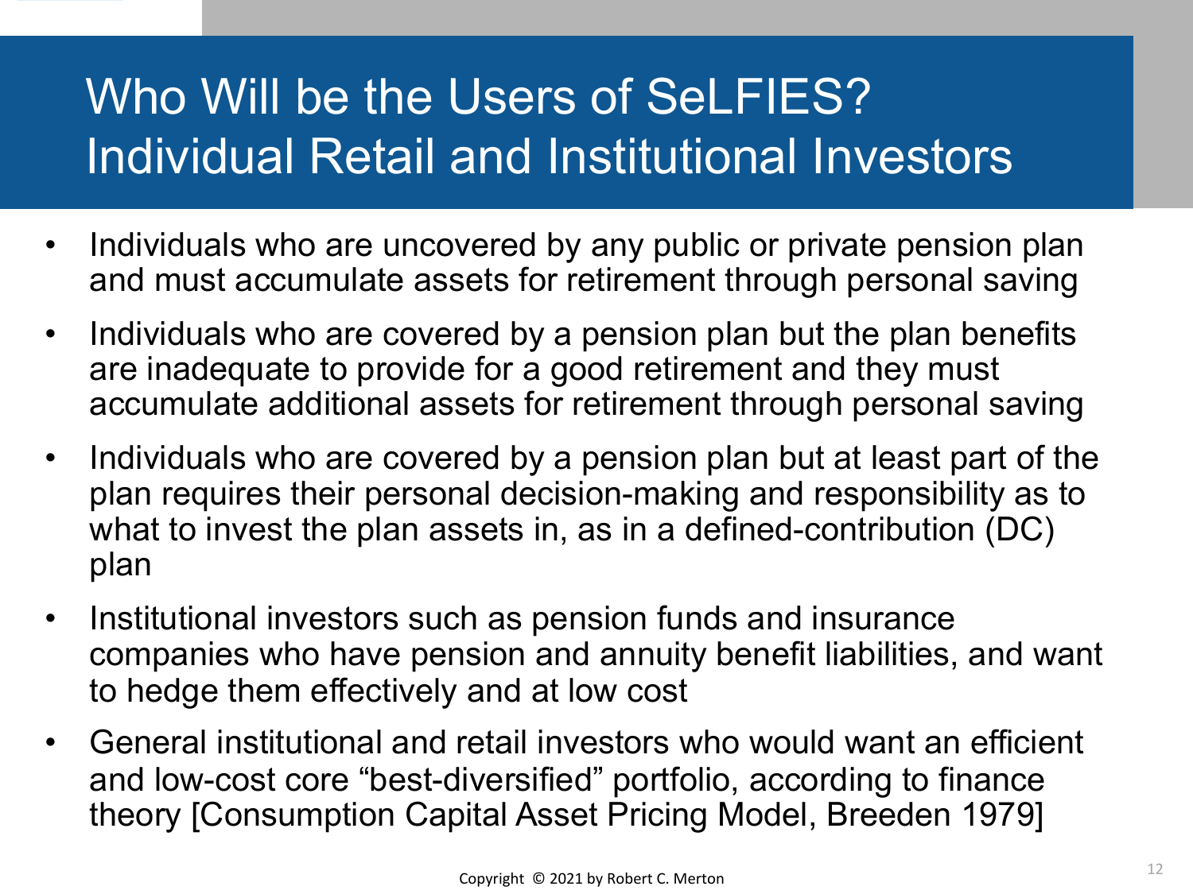# Who Will be the Users of SeLFIES? Individual Retail and Institutional Investors

- Individuals who are uncovered by any public or private pension plan and must accumulate assets for retirement through personal saving
- Individuals who are covered by a pension plan but the plan benefits are inadequate to provide for a good retirement and they must accumulate additional assets for retirement through personal saving
- Individuals who are covered by a pension plan but at least part of the plan requires their personal decision-making and responsibility as to what to invest the plan assets in, as in a defined-contribution (DC) plan
- Institutional investors such as pension funds and insurance companies who have pension and annuity benefit liabilities, and want to hedge them effectively and at low cost
- General institutional and retail investors who would want an efficient and low-cost core "best-diversified" portfolio, according to finance theory [Consumption Capital Asset Pricing Model, Breeden 1979]

Copyright © 2021 by Robert C. Merton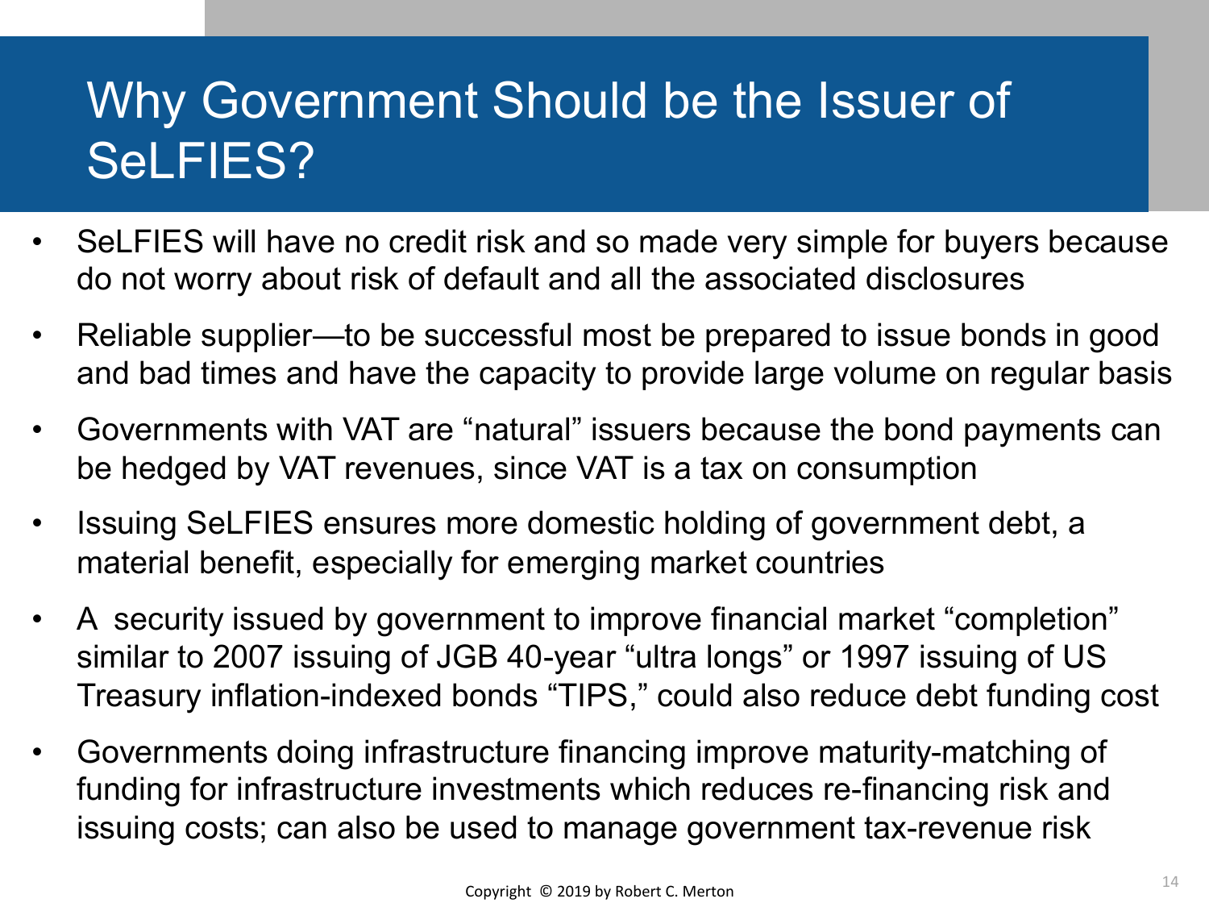# Why Government Should be the Issuer of SeLFIES?

- SeLFIES will have no credit risk and so made very simple for buyers because do not worry about risk of default and all the associated disclosures
- Reliable supplier—to be successful most be prepared to issue bonds in good and bad times and have the capacity to provide large volume on regular basis
- Governments with VAT are “natural” issuers because the bond payments can be hedged by VAT revenues, since VAT is a tax on consumption
- Issuing SeLFIES ensures more domestic holding of government debt, a material benefit, especially for emerging market countries
- A security issued by government to improve financial market “completion” similar to 2007 issuing of JGB 40-year “ultra longs” or 1997 issuing of US Treasury inflation-indexed bonds “TIPS,” could also reduce debt funding cost
- Governments doing infrastructure financing improve maturity-matching of funding for infrastructure investments which reduces re-financing risk and issuing costs; can also be used to manage government tax-revenue risk

Copyright © 2019 by Robert C. Merton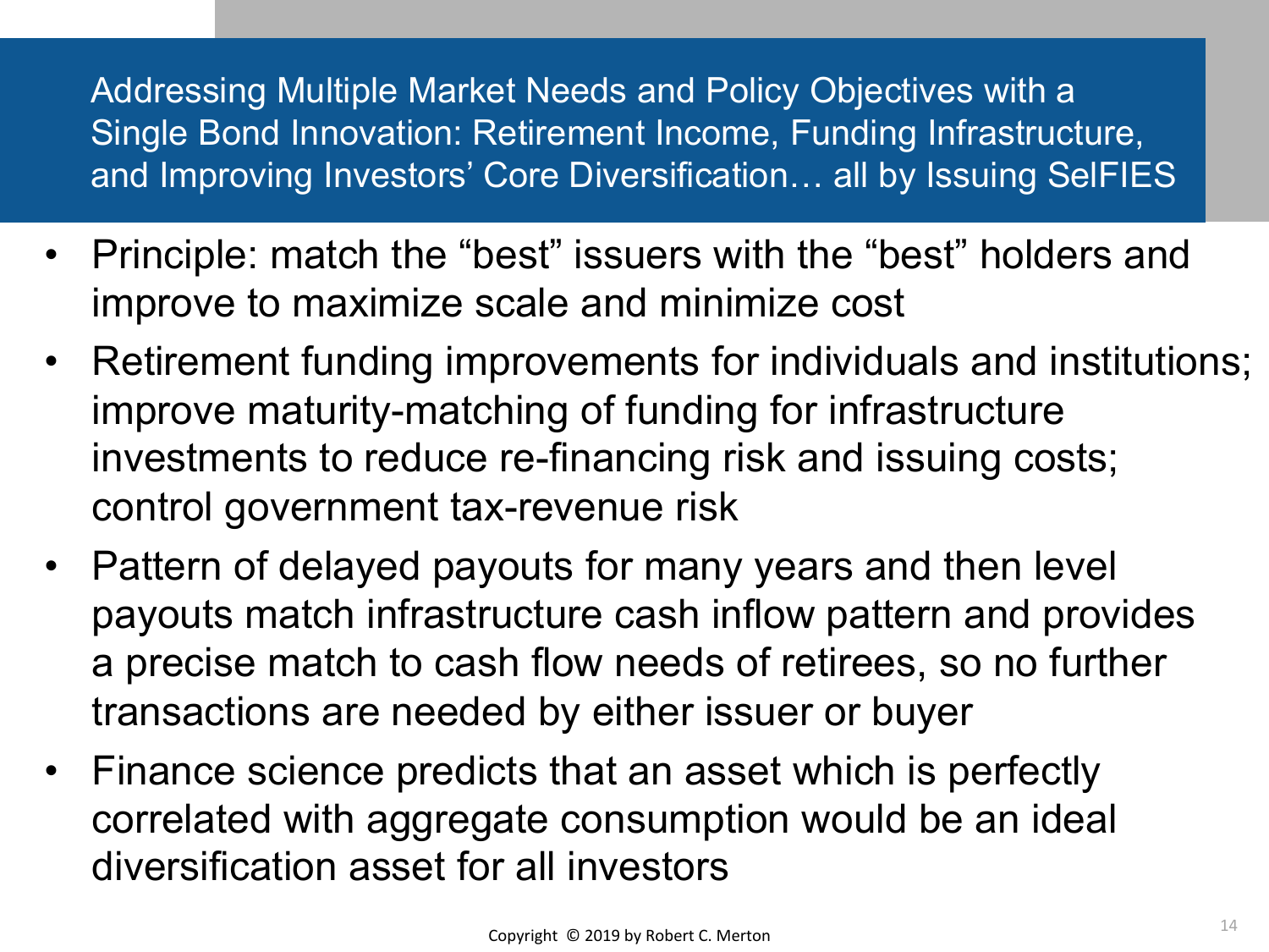## Addressing Multiple Market Needs and Policy Objectives with a Single Bond Innovation: Retirement Income, Funding Infrastructure, and Improving Investors' Core Diversification… all by Issuing SeIFIES

- Principle: match the "best" issuers with the "best" holders and improve to maximize scale and minimize cost
- Retirement funding improvements for individuals and institutions; improve maturity-matching of funding for infrastructure investments to reduce re-financing risk and issuing costs; control government tax-revenue risk
- Pattern of delayed payouts for many years and then level payouts match infrastructure cash inflow pattern and provides a precise match to cash flow needs of retirees, so no further transactions are needed by either issuer or buyer
- Finance science predicts that an asset which is perfectly correlated with aggregate consumption would be an ideal diversification asset for all investors

Copyright © 2019 by Robert C. Merton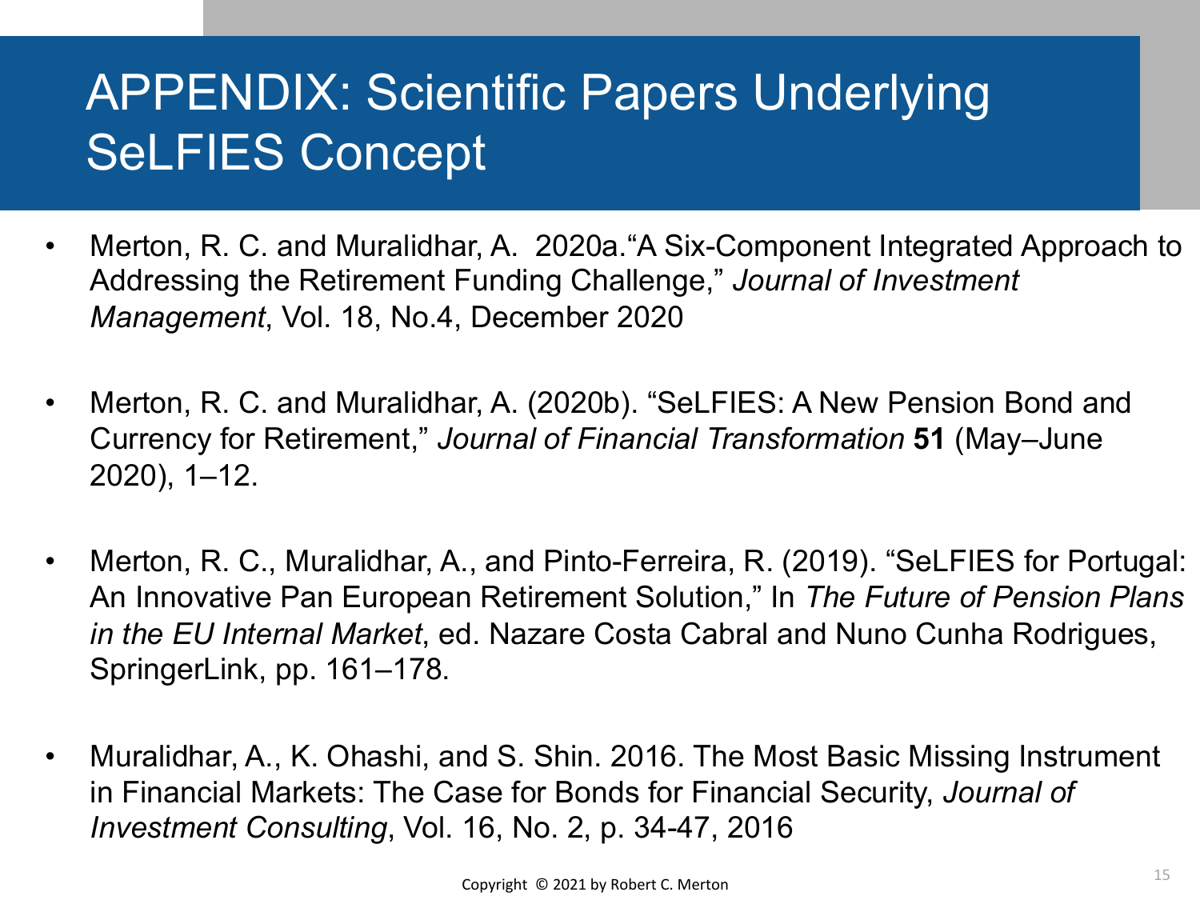# APPENDIX: Scientific Papers Underlying SeLFIES Concept

- Merton, R. C. and Muralidhar, A. 2020a."A Six-Component Integrated Approach to Addressing the Retirement Funding Challenge," *Journal of Investment Management*, Vol. 18, No.4, December 2020

- Merton, R. C. and Muralidhar, A. (2020b). "SeLFIES: A New Pension Bond and Currency for Retirement," *Journal of Financial Transformation* **51** (May–June 2020), 1–12.

- Merton, R. C., Muralidhar, A., and Pinto-Ferreira, R. (2019). "SeLFIES for Portugal: An Innovative Pan European Retirement Solution," In *The Future of Pension Plans in the EU Internal Market*, ed. Nazare Costa Cabral and Nuno Cunha Rodrigues, SpringerLink, pp. 161–178.

- Muralidhar, A., K. Ohashi, and S. Shin. 2016. The Most Basic Missing Instrument in Financial Markets: The Case for Bonds for Financial Security, *Journal of Investment Consulting*, Vol. 16, No. 2, p. 34-47, 2016

Copyright © 2021 by Robert C. Merton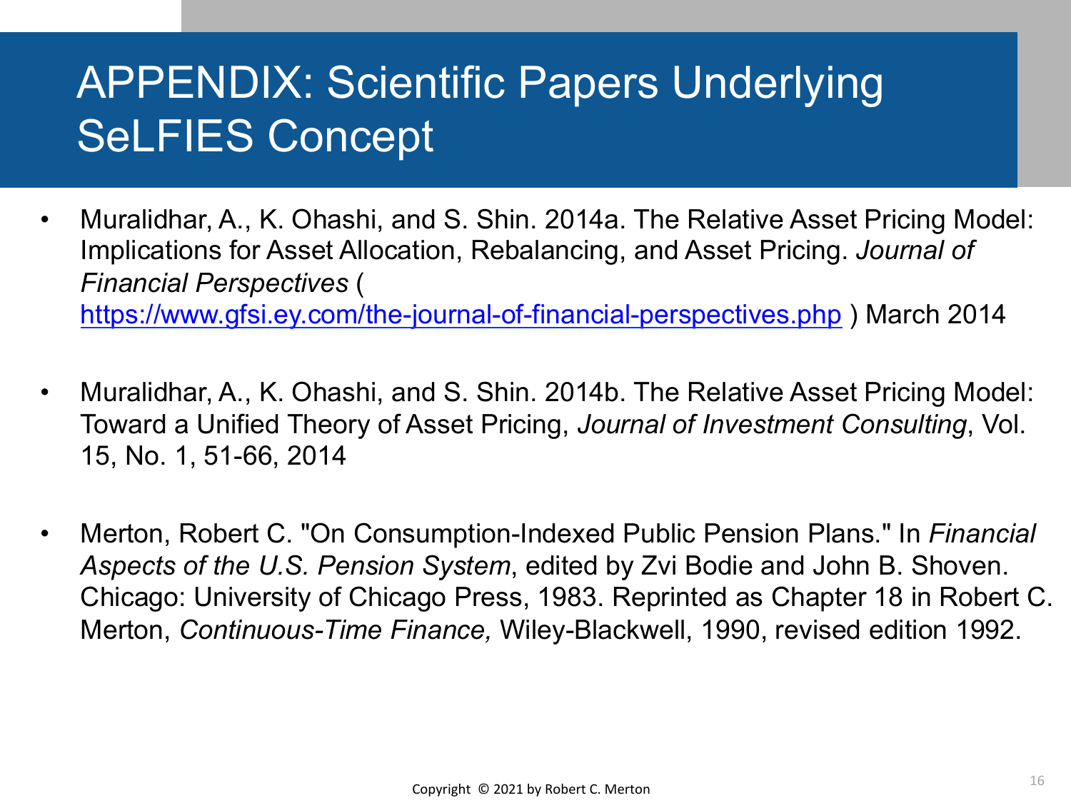# APPENDIX: Scientific Papers Underlying SeLFIES Concept

- Muralidhar, A., K. Ohashi, and S. Shin. 2014a. The Relative Asset Pricing Model: Implications for Asset Allocation, Rebalancing, and Asset Pricing. *Journal of Financial Perspectives* ( https://www.gfsi.ey.com/the-journal-of-financial-perspectives.php ) March 2014

- Muralidhar, A., K. Ohashi, and S. Shin. 2014b. The Relative Asset Pricing Model: Toward a Unified Theory of Asset Pricing, *Journal of Investment Consulting*, Vol. 15, No. 1, 51-66, 2014

- Merton, Robert C. "On Consumption-Indexed Public Pension Plans." In *Financial Aspects of the U.S. Pension System*, edited by Zvi Bodie and John B. Shoven. Chicago: University of Chicago Press, 1983. Reprinted as Chapter 18 in Robert C. Merton, *Continuous-Time Finance,* Wiley-Blackwell, 1990, revised edition 1992.

Copyright © 2021 by Robert C. Merton